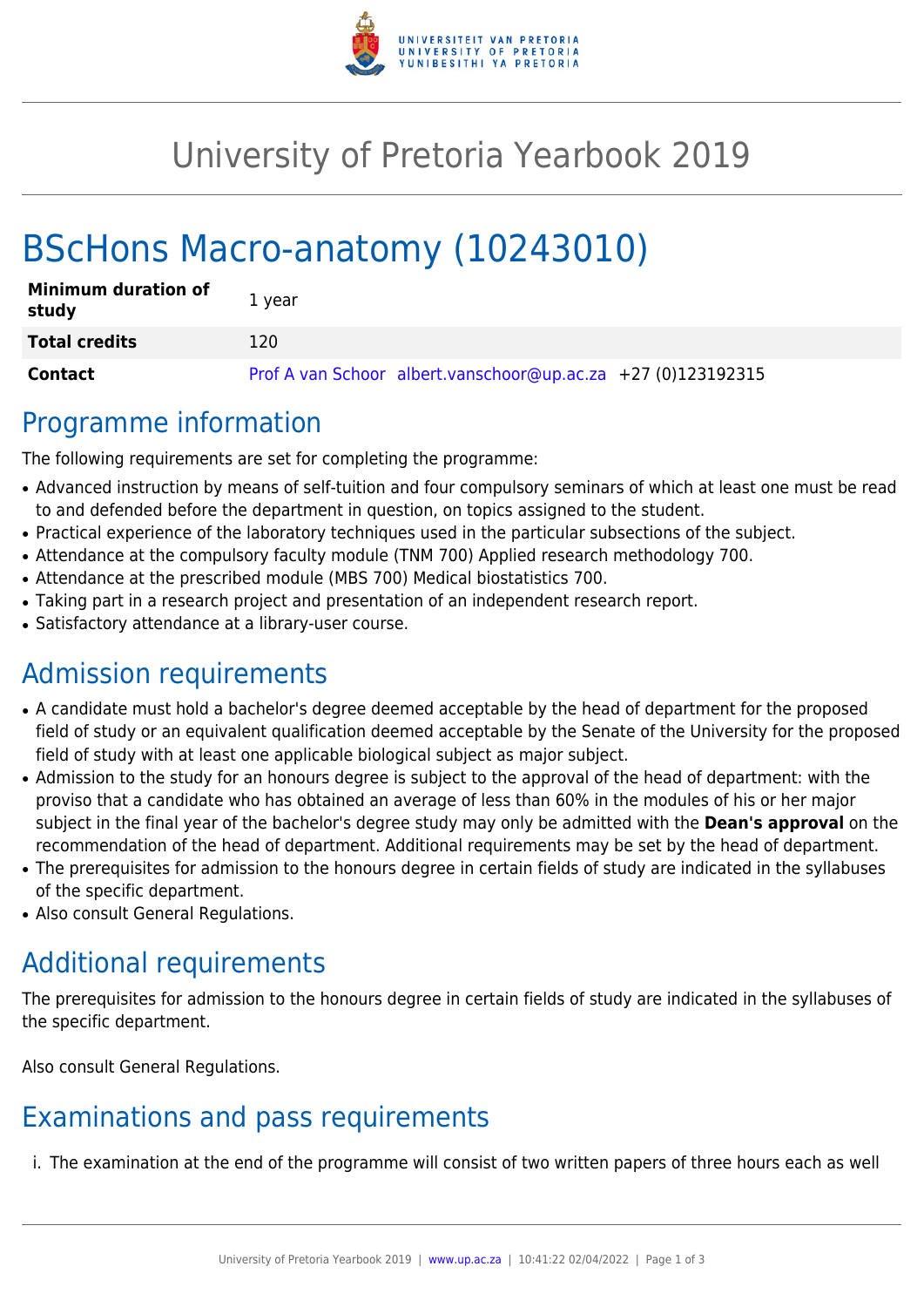# University of Pretoria Yearbook 2019

# BScHons Macro-anatomy (10243010)

| | |
|---|---|
| **Minimum duration of study** | 1 year |
| **Total credits** | 120 |
| **Contact** | Prof A van Schoor albert.vanschoor@up.ac.za +27 (0)123192315 |

## Programme information

The following requirements are set for completing the programme:

- Advanced instruction by means of self-tuition and four compulsory seminars of which at least one must be read to and defended before the department in question, on topics assigned to the student.
- Practical experience of the laboratory techniques used in the particular subsections of the subject.
- Attendance at the compulsory faculty module (TNM 700) Applied research methodology 700.
- Attendance at the prescribed module (MBS 700) Medical biostatistics 700.
- Taking part in a research project and presentation of an independent research report.
- Satisfactory attendance at a library-user course.

## Admission requirements

- A candidate must hold a bachelor's degree deemed acceptable by the head of department for the proposed field of study or an equivalent qualification deemed acceptable by the Senate of the University for the proposed field of study with at least one applicable biological subject as major subject.
- Admission to the study for an honours degree is subject to the approval of the head of department: with the proviso that a candidate who has obtained an average of less than 60% in the modules of his or her major subject in the final year of the bachelor's degree study may only be admitted with the **Dean's approval** on the recommendation of the head of department. Additional requirements may be set by the head of department.
- The prerequisites for admission to the honours degree in certain fields of study are indicated in the syllabuses of the specific department.
- Also consult General Regulations.

## Additional requirements

The prerequisites for admission to the honours degree in certain fields of study are indicated in the syllabuses of the specific department.

Also consult General Regulations.

## Examinations and pass requirements

i. The examination at the end of the programme will consist of two written papers of three hours each as well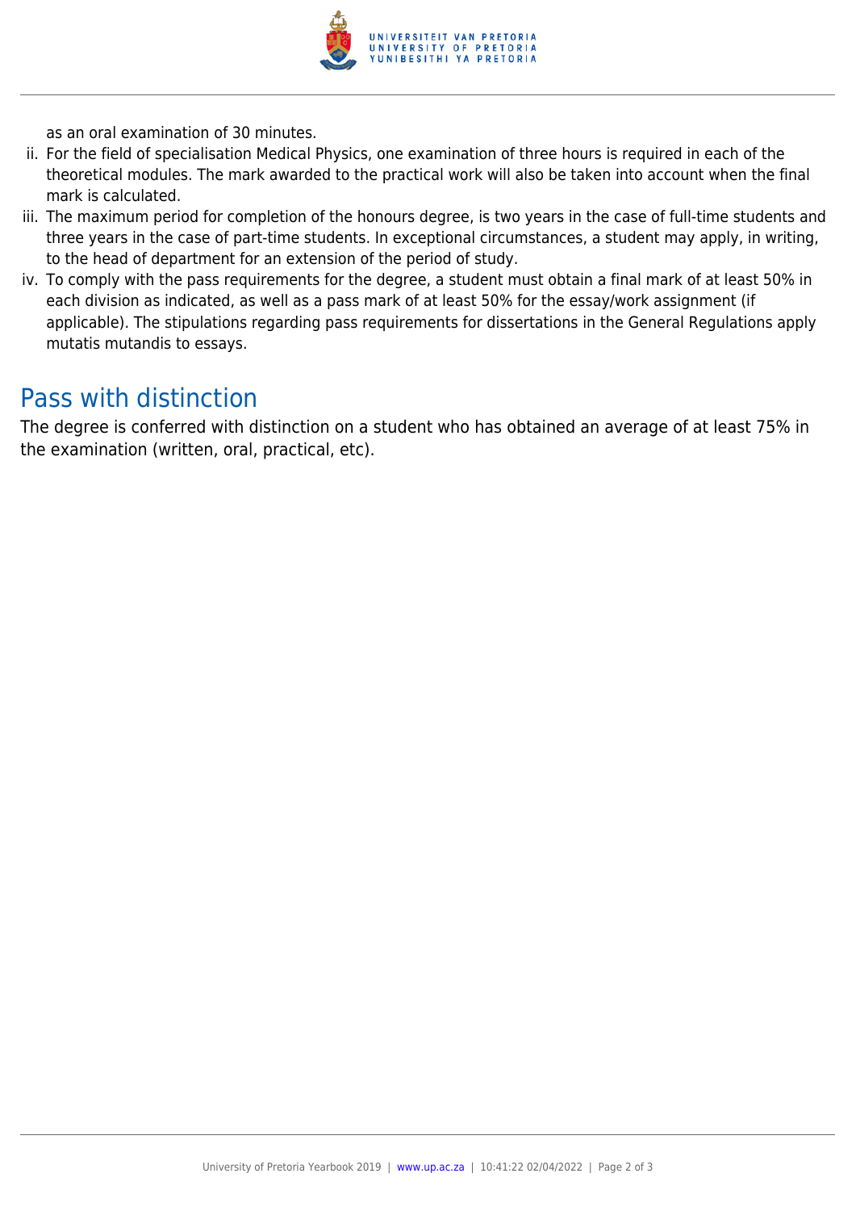as an oral examination of 30 minutes.

ii. For the field of specialisation Medical Physics, one examination of three hours is required in each of the theoretical modules. The mark awarded to the practical work will also be taken into account when the final mark is calculated.
iii. The maximum period for completion of the honours degree, is two years in the case of full-time students and three years in the case of part-time students. In exceptional circumstances, a student may apply, in writing, to the head of department for an extension of the period of study.
iv. To comply with the pass requirements for the degree, a student must obtain a final mark of at least 50% in each division as indicated, as well as a pass mark of at least 50% for the essay/work assignment (if applicable). The stipulations regarding pass requirements for dissertations in the General Regulations apply mutatis mutandis to essays.

## Pass with distinction

The degree is conferred with distinction on a student who has obtained an average of at least 75% in the examination (written, oral, practical, etc).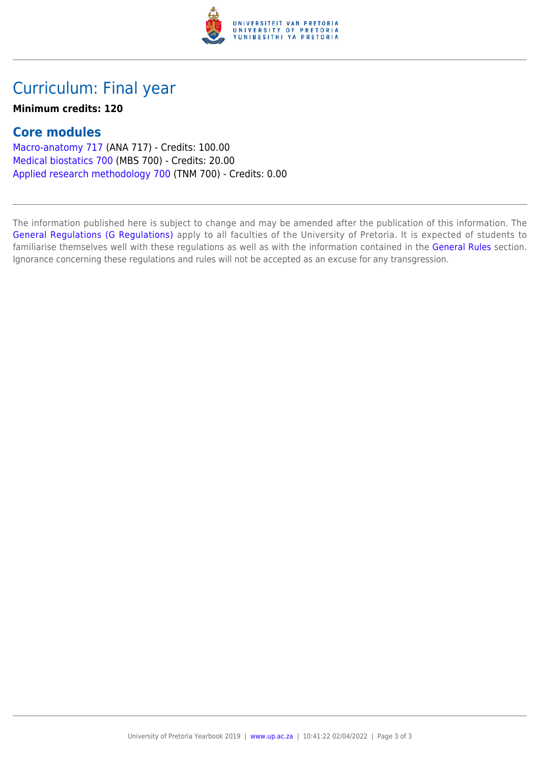# Curriculum: Final year

**Minimum credits: 120**

## Core modules

Macro-anatomy 717 (ANA 717) - Credits: 100.00
Medical biostatics 700 (MBS 700) - Credits: 20.00
Applied research methodology 700 (TNM 700) - Credits: 0.00

The information published here is subject to change and may be amended after the publication of this information. The General Regulations (G Regulations) apply to all faculties of the University of Pretoria. It is expected of students to familiarise themselves well with these regulations as well as with the information contained in the General Rules section. Ignorance concerning these regulations and rules will not be accepted as an excuse for any transgression.